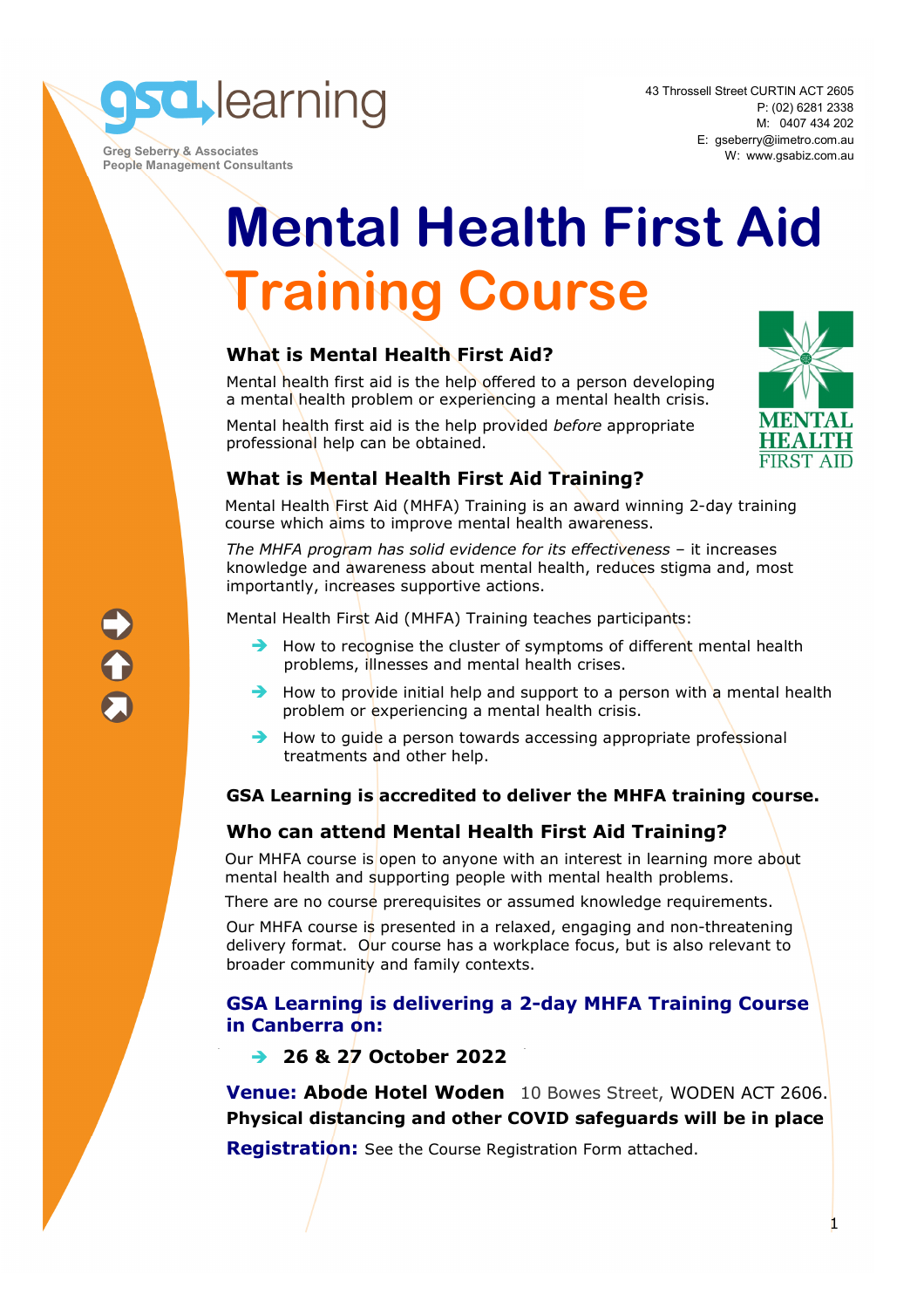gsa learning

Greg Seberry & Associates
People Management Consultants

43 Throssell Street CURTIN ACT 2605
P: (02) 6281 2338
M: 0407 434 202
E: gseberry@iimetro.com.au
W: www.gsabiz.com.au

# Mental Health First Aid Training Course

MENTAL HEALTH FIRST AID

## What is Mental Health First Aid?

Mental health first aid is the help offered to a person developing a mental health problem or experiencing a mental health crisis.

Mental health first aid is the help provided *before* appropriate professional help can be obtained.

## What is Mental Health First Aid Training?

Mental Health First Aid (MHFA) Training is an award winning 2-day training course which aims to improve mental health awareness.

*The MHFA program has solid evidence for its effectiveness* – it increases knowledge and awareness about mental health, reduces stigma and, most importantly, increases supportive actions.

Mental Health First Aid (MHFA) Training teaches participants:

- How to recognise the cluster of symptoms of different mental health problems, illnesses and mental health crises.
- How to provide initial help and support to a person with a mental health problem or experiencing a mental health crisis.
- How to guide a person towards accessing appropriate professional treatments and other help.

**GSA Learning is accredited to deliver the MHFA training course.**

## Who can attend Mental Health First Aid Training?

Our MHFA course is open to anyone with an interest in learning more about mental health and supporting people with mental health problems.

There are no course prerequisites or assumed knowledge requirements.

Our MHFA course is presented in a relaxed, engaging and non-threatening delivery format. Our course has a workplace focus, but is also relevant to broader community and family contexts.

## GSA Learning is delivering a 2-day MHFA Training Course in Canberra on:

- **26 & 27 October 2022**

**Venue: Abode Hotel Woden** 10 Bowes Street, WODEN ACT 2606.

**Physical distancing and other COVID safeguards will be in place**

**Registration:** See the Course Registration Form attached.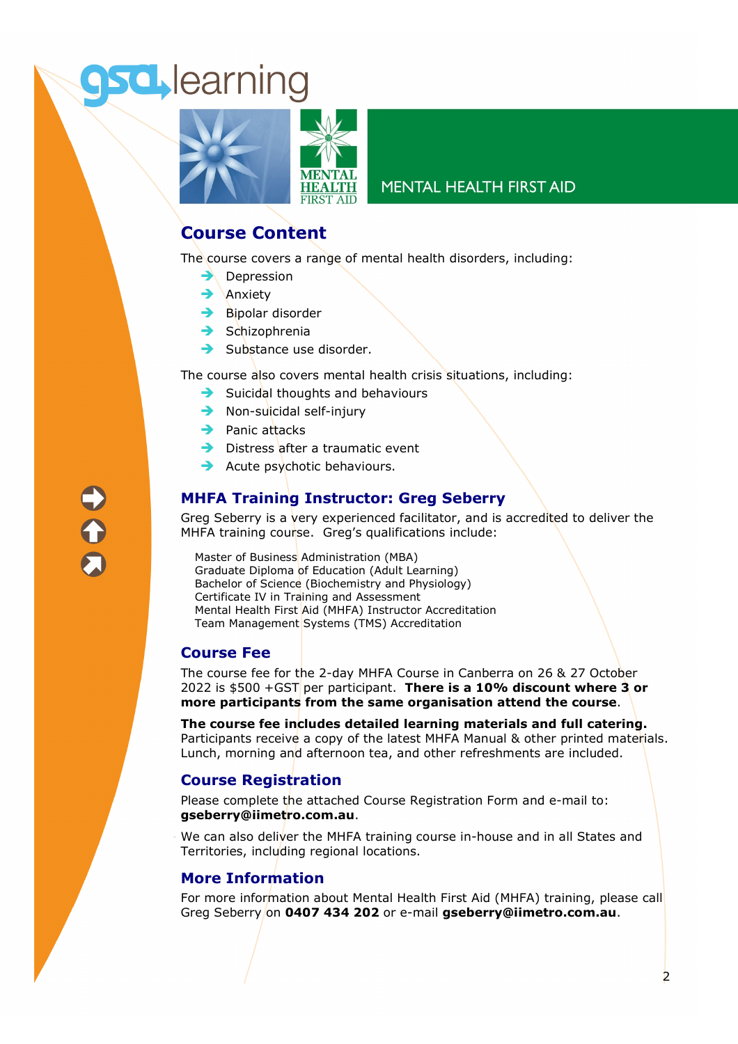MENTAL HEALTH FIRST AID

## Course Content

The course covers a range of mental health disorders, including:

- Depression
- Anxiety
- Bipolar disorder
- Schizophrenia
- Substance use disorder.

The course also covers mental health crisis situations, including:

- Suicidal thoughts and behaviours
- Non-suicidal self-injury
- Panic attacks
- Distress after a traumatic event
- Acute psychotic behaviours.

## MHFA Training Instructor: Greg Seberry

Greg Seberry is a very experienced facilitator, and is accredited to deliver the MHFA training course. Greg's qualifications include:

Master of Business Administration (MBA)
Graduate Diploma of Education (Adult Learning)
Bachelor of Science (Biochemistry and Physiology)
Certificate IV in Training and Assessment
Mental Health First Aid (MHFA) Instructor Accreditation
Team Management Systems (TMS) Accreditation

## Course Fee

The course fee for the 2-day MHFA Course in Canberra on 26 & 27 October 2022 is $500 +GST per participant. **There is a 10% discount where 3 or more participants from the same organisation attend the course**.

**The course fee includes detailed learning materials and full catering.** Participants receive a copy of the latest MHFA Manual & other printed materials. Lunch, morning and afternoon tea, and other refreshments are included.

## Course Registration

Please complete the attached Course Registration Form and e-mail to: **gseberry@iimetro.com.au**.

We can also deliver the MHFA training course in-house and in all States and Territories, including regional locations.

## More Information

For more information about Mental Health First Aid (MHFA) training, please call Greg Seberry on **0407 434 202** or e-mail **gseberry@iimetro.com.au**.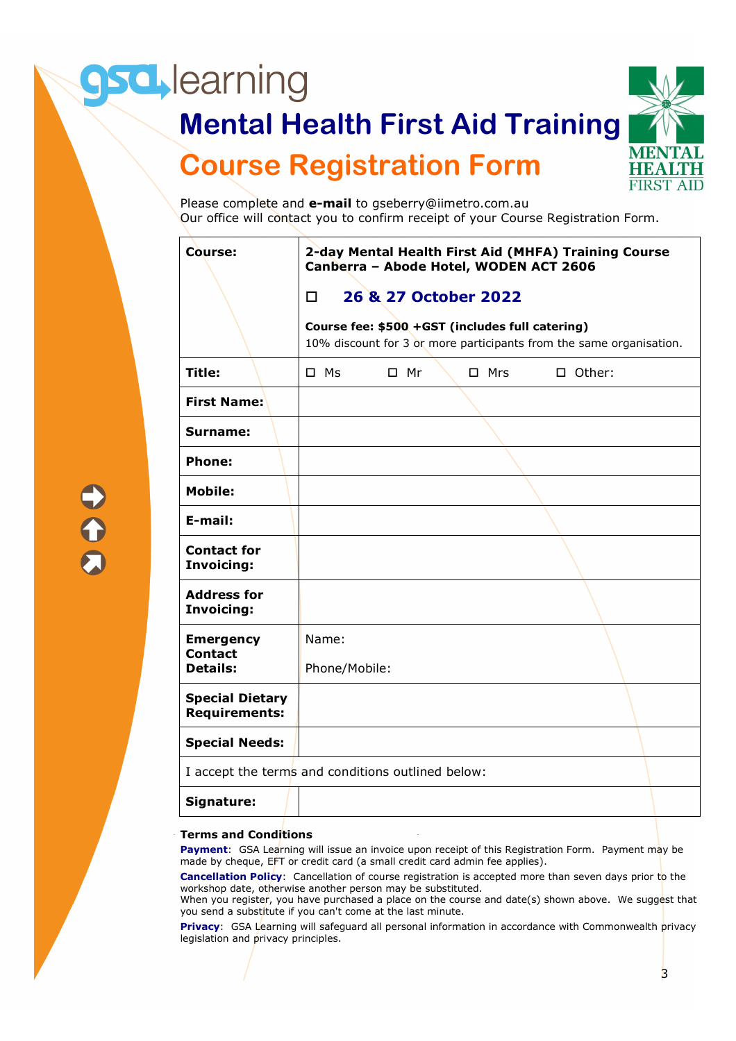# gsa learning

# Mental Health First Aid Training

## Course Registration Form

MENTAL HEALTH FIRST AID

Please complete and **e-mail** to gseberry@iimetro.com.au
Our office will contact you to confirm receipt of your Course Registration Form.

| | |
|---|---|
| **Course:** | **2-day Mental Health First Aid (MHFA) Training Course Canberra – Abode Hotel, WODEN ACT 2606**<br><br>☐ **26 & 27 October 2022**<br><br>**Course fee: $500 +GST (includes full catering)**<br>10% discount for 3 or more participants from the same organisation. |
| **Title:** | ☐ Ms ☐ Mr ☐ Mrs ☐ Other: |
| **First Name:** | |
| **Surname:** | |
| **Phone:** | |
| **Mobile:** | |
| **E-mail:** | |
| **Contact for Invoicing:** | |
| **Address for Invoicing:** | |
| **Emergency Contact Details:** | Name:<br><br>Phone/Mobile: |
| **Special Dietary Requirements:** | |
| **Special Needs:** | |
| I accept the terms and conditions outlined below: | |
| **Signature:** | |

**Terms and Conditions**

**Payment**: GSA Learning will issue an invoice upon receipt of this Registration Form. Payment may be made by cheque, EFT or credit card (a small credit card admin fee applies).

**Cancellation Policy**: Cancellation of course registration is accepted more than seven days prior to the workshop date, otherwise another person may be substituted.
When you register, you have purchased a place on the course and date(s) shown above. We suggest that you send a substitute if you can't come at the last minute.

**Privacy**: GSA Learning will safeguard all personal information in accordance with Commonwealth privacy legislation and privacy principles.